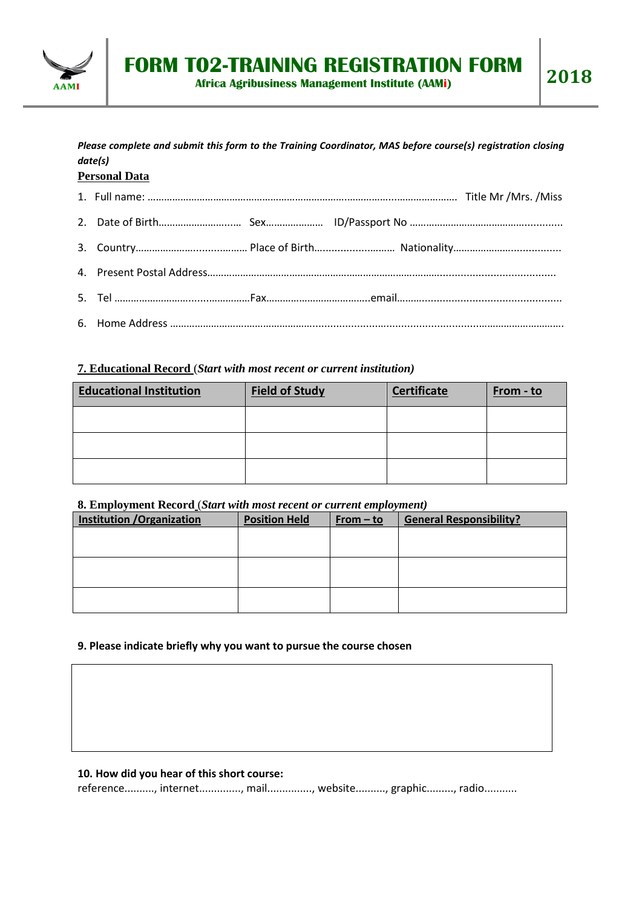# FORM T02-TRAINING REGISTRATION FORM

**Africa Agribusiness Management Institute (AAMi)**

**2018**

***Please complete and submit this form to the Training Coordinator, MAS before course(s) registration closing date(s)***

**Personal Data**

1. Full name: ……………………………………………………………………………………………………………. Title Mr /Mrs. /Miss
2. Date of Birth…………………….…. Sex………………… ID/Passport No ……………………………………….............
3. Country………………….................. Place of Birth.............……………. Nationality…………………..................
4. Present Postal Address……………………………………………………………………................................
5. Tel ………………………….................Fax……………………………….email…….............................................
6. Home Address ………………………………………….......................................................................................

**7. Educational Record** (*Start with most recent or current institution)*

| Educational Institution | Field of Study | Certificate | From - to |
|---|---|---|---|
| | | | |
| | | | |
| | | | |

**8. Employment Record** (*Start with most recent or current employment)*

| Institution /Organization | Position Held | From – to | General Responsibility? |
|---|---|---|---|
| | | | |
| | | | |
| | | | |

**9. Please indicate briefly why you want to pursue the course chosen**

**10. How did you hear of this short course:**

reference.........., internet.............., mail..............., website.........., graphic........., radio...........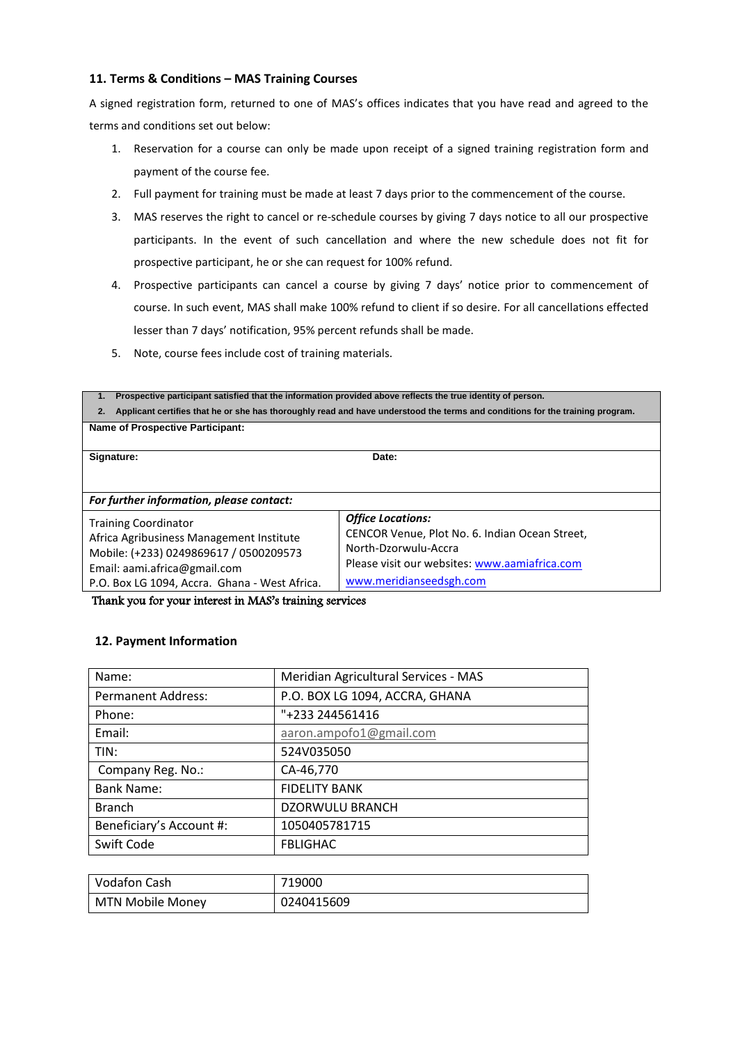### 11. Terms & Conditions – MAS Training Courses

A signed registration form, returned to one of MAS's offices indicates that you have read and agreed to the terms and conditions set out below:

1. Reservation for a course can only be made upon receipt of a signed training registration form and payment of the course fee.
2. Full payment for training must be made at least 7 days prior to the commencement of the course.
3. MAS reserves the right to cancel or re-schedule courses by giving 7 days notice to all our prospective participants. In the event of such cancellation and where the new schedule does not fit for prospective participant, he or she can request for 100% refund.
4. Prospective participants can cancel a course by giving 7 days' notice prior to commencement of course. In such event, MAS shall make 100% refund to client if so desire. For all cancellations effected lesser than 7 days' notification, 95% percent refunds shall be made.
5. Note, course fees include cost of training materials.

| | |
|---|---|
| **1. Prospective participant satisfied that the information provided above reflects the true identity of person.**<br>**2. Applicant certifies that he or she has thoroughly read and have understood the terms and conditions for the training program.** | |
| **Name of Prospective Participant:** | |
| **Signature:** | **Date:** |
| ***For further information, please contact:*** | |
| Training Coordinator<br>Africa Agribusiness Management Institute<br>Mobile: (+233) 0249869617 / 0500209573<br>Email: aami.africa@gmail.com<br>P.O. Box LG 1094, Accra. Ghana - West Africa. | ***Office Locations:***<br>CENCOR Venue, Plot No. 6. Indian Ocean Street, North-Dzorwulu-Accra<br>Please visit our websites: www.aamiafrica.com<br>www.meridianseedsgh.com |

Thank you for your interest in MAS's training services

### 12. Payment Information

| | |
|---|---|
| Name: | Meridian Agricultural Services - MAS |
| Permanent Address: | P.O. BOX LG 1094, ACCRA, GHANA |
| Phone: | "+233 244561416 |
| Email: | aaron.ampofo1@gmail.com |
| TIN: | 524V035050 |
| Company Reg. No.: | CA-46,770 |
| Bank Name: | FIDELITY BANK |
| Branch | DZORWULU BRANCH |
| Beneficiary's Account #: | 1050405781715 |
| Swift Code | FBLIGHAC |

| | |
|---|---|
| Vodafon Cash | 719000 |
| MTN Mobile Money | 0240415609 |